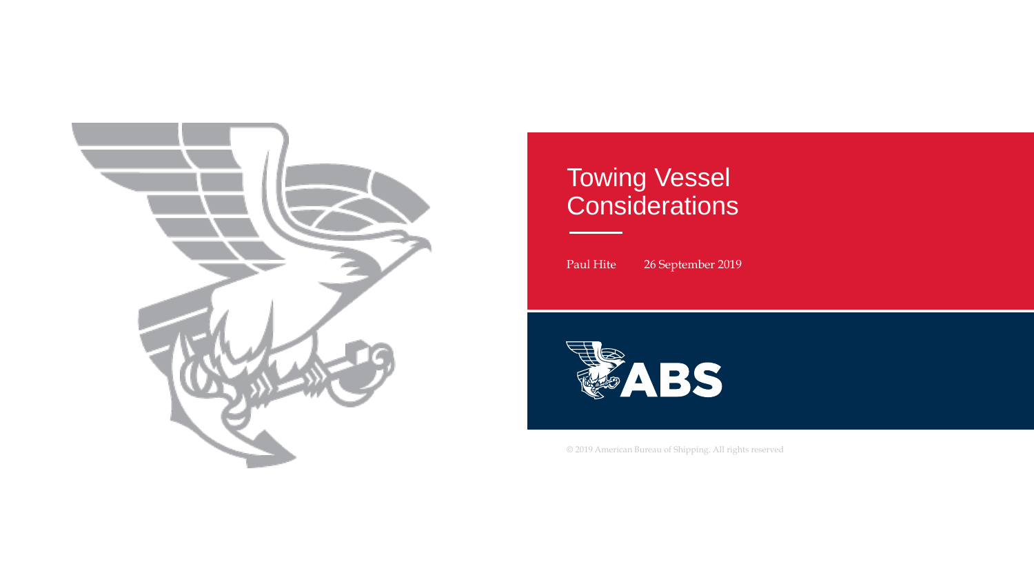# Towing Vessel Considerations

Paul Hite 26 September 2019

ABS

© 2019 American Bureau of Shipping. All rights reserved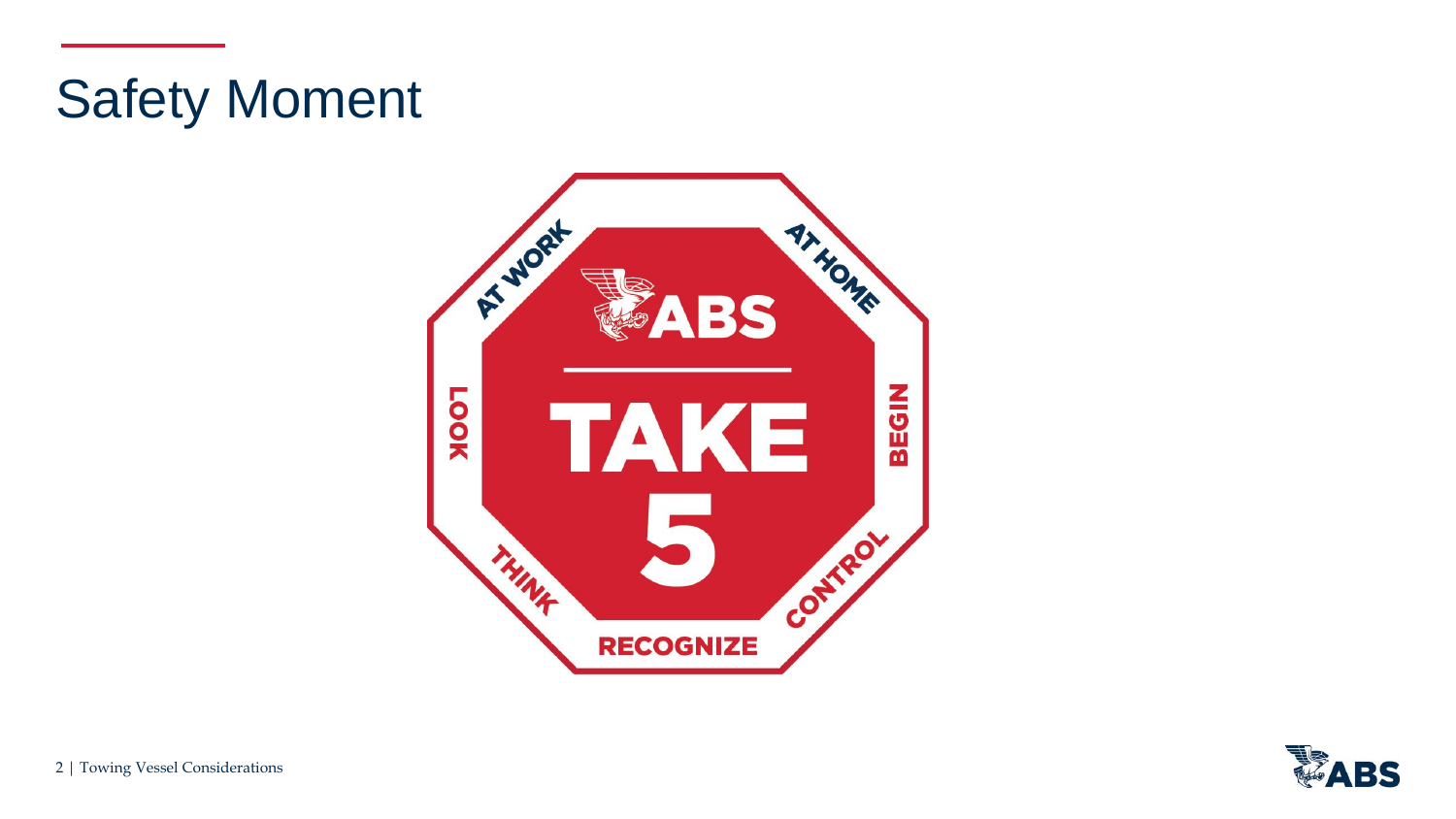# Safety Moment

ABS

TAKE 5

AT WORK

AT HOME

LOOK

BEGIN

THINK

CONTROL

RECOGNIZE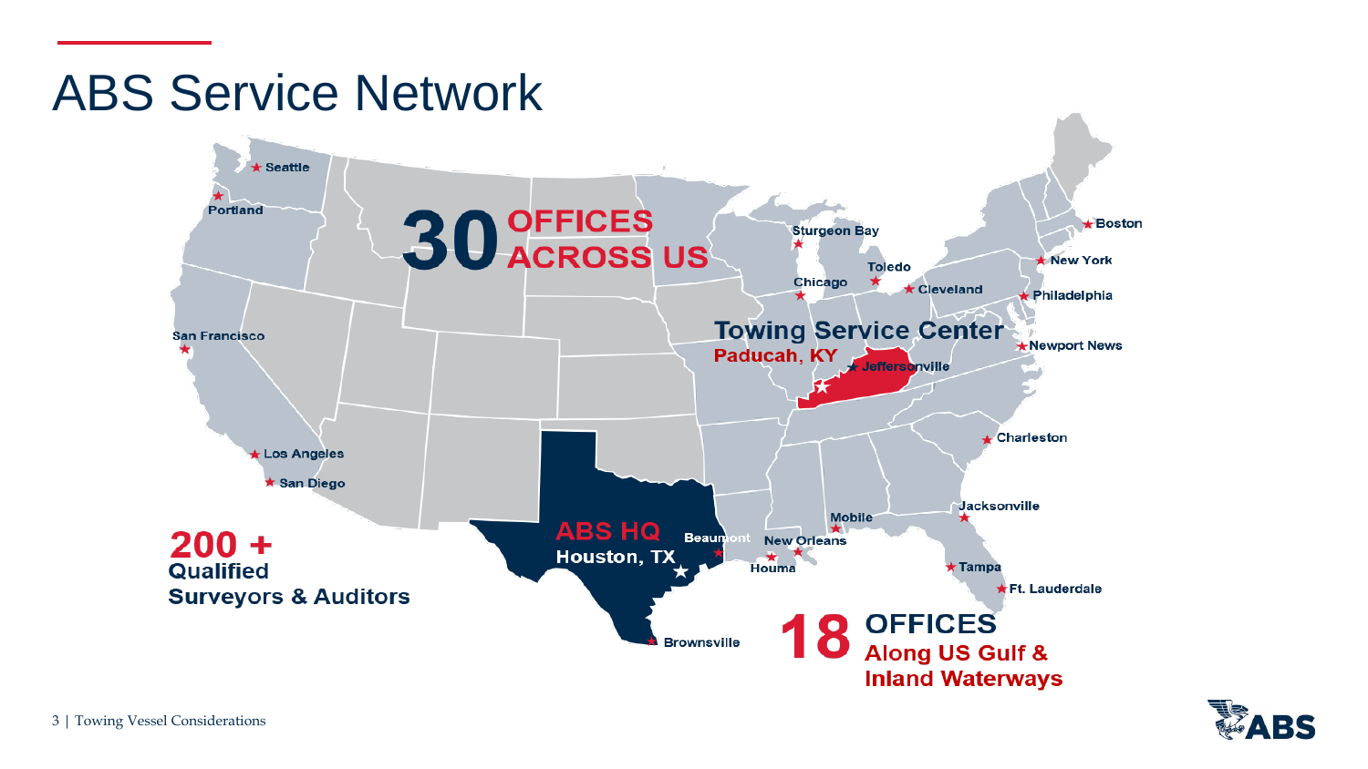# ABS Service Network

**30 OFFICES ACROSS US**

**200 + Qualified Surveyors & Auditors**

**Towing Service Center**
**Paducah, KY**

**ABS HQ**
**Houston, TX**

**18 OFFICES Along US Gulf & Inland Waterways**

Seattle, Portland, San Francisco, Los Angeles, San Diego, Sturgeon Bay, Chicago, Toledo, Cleveland, Boston, New York, Philadelphia, Newport News, Jeffersonville, Charleston, Jacksonville, Tampa, Ft. Lauderdale, Mobile, New Orleans, Houma, Beaumont, Brownsville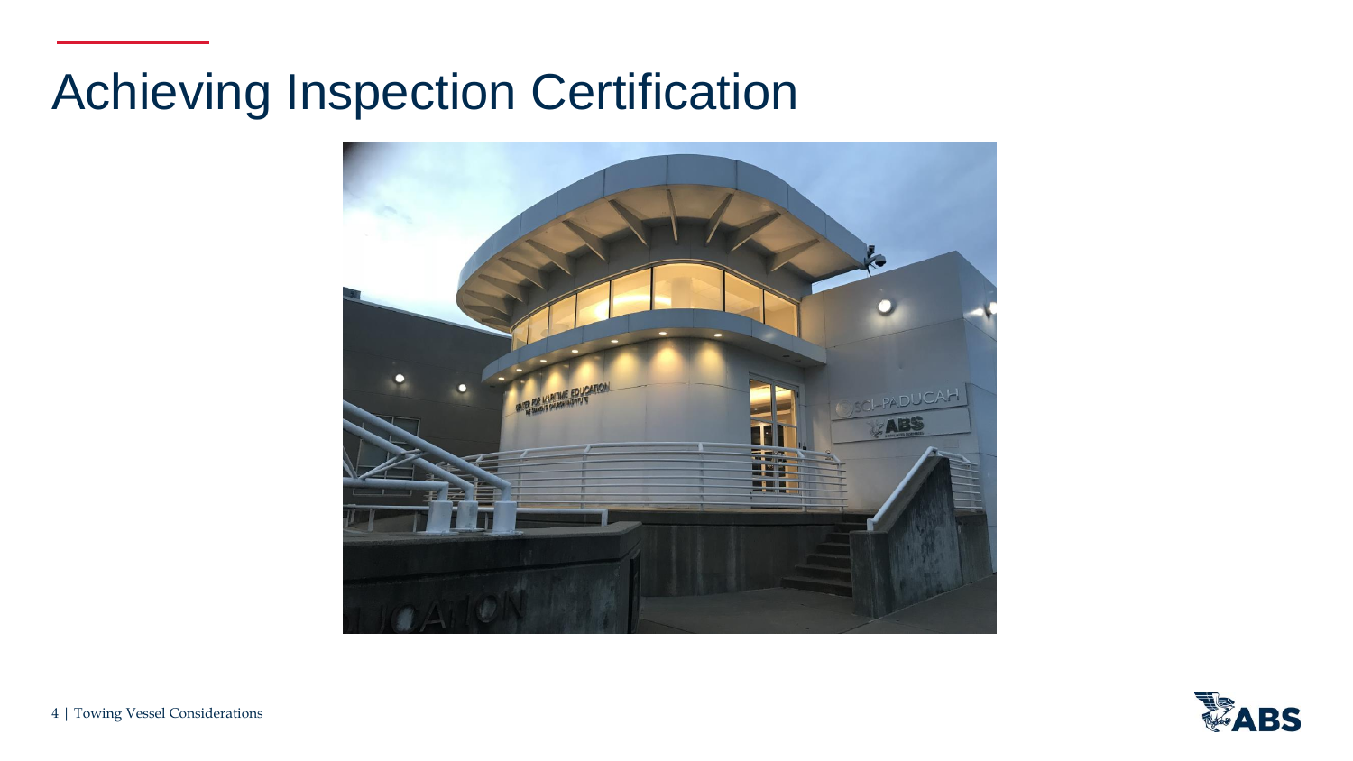# Achieving Inspection Certification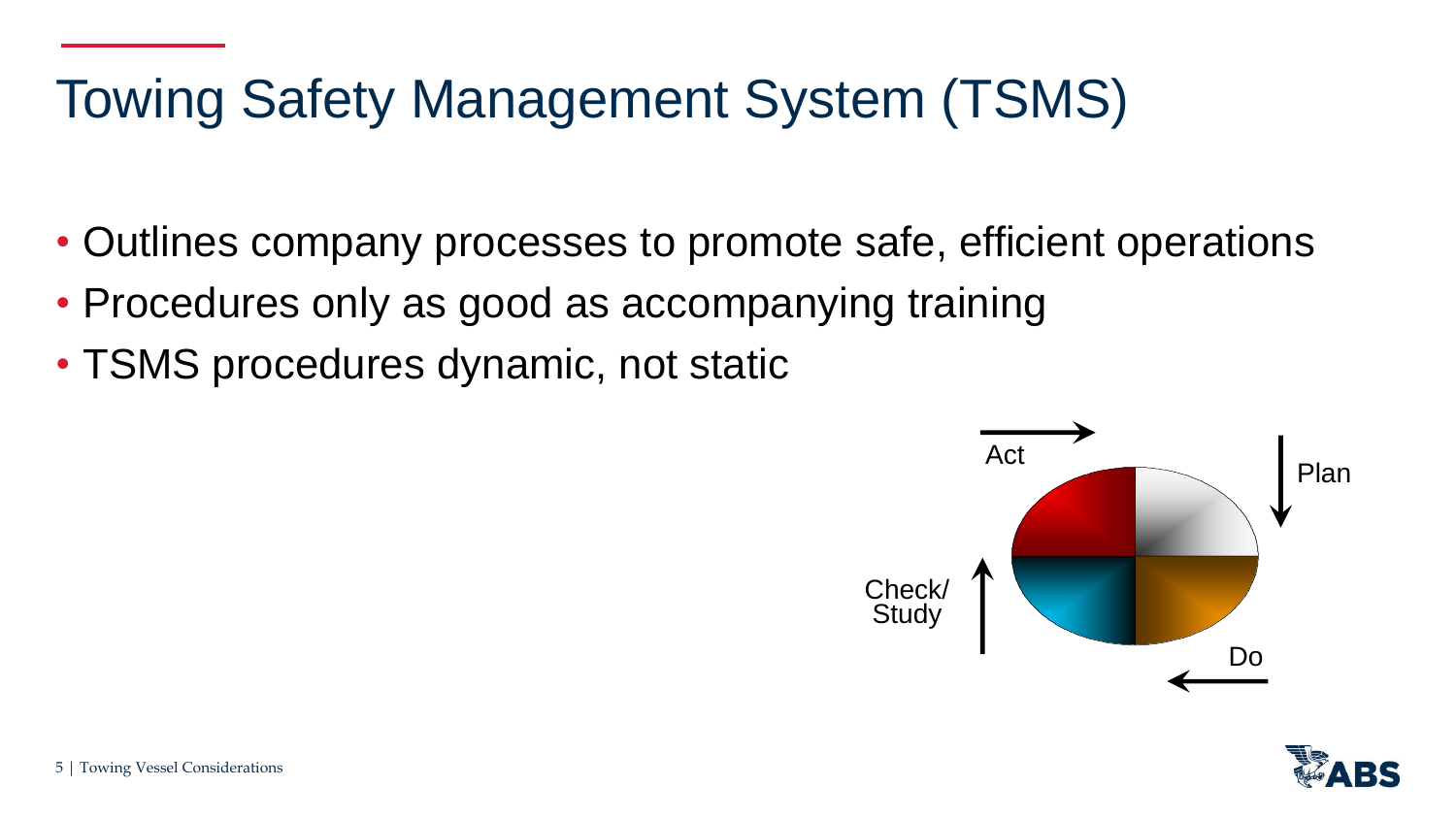# Towing Safety Management System (TSMS)

- Outlines company processes to promote safe, efficient operations
- Procedures only as good as accompanying training
- TSMS procedures dynamic, not static

Act

Plan

Check/
Study

Do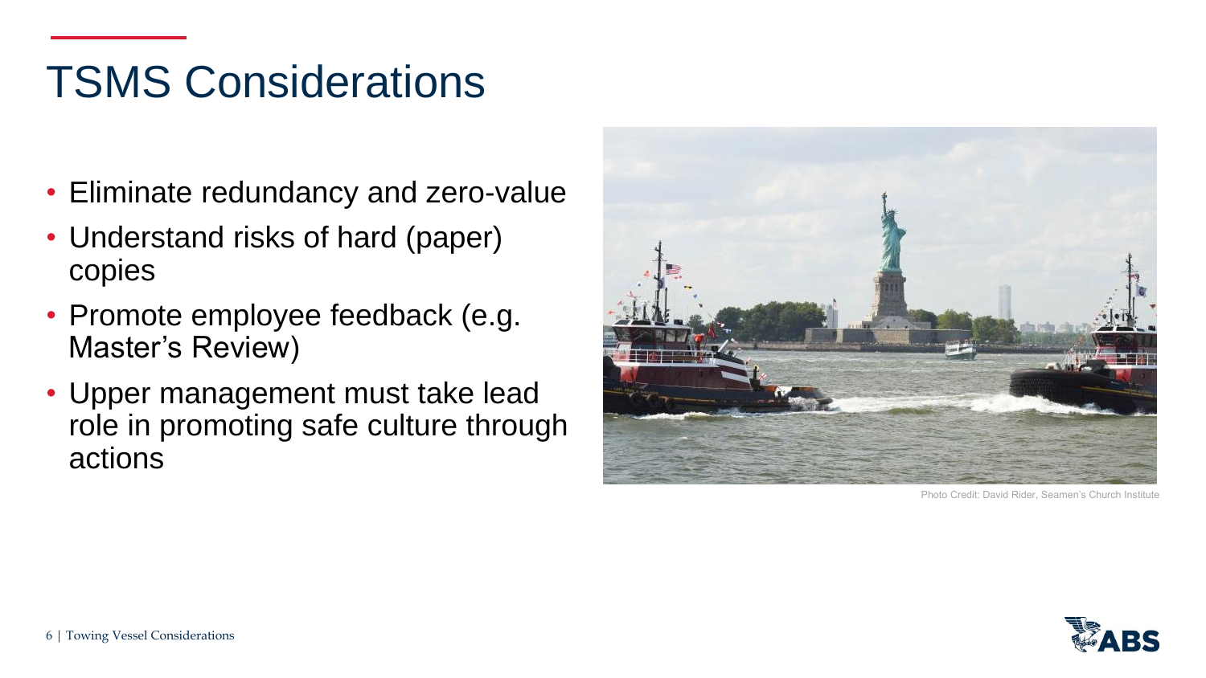# TSMS Considerations

- Eliminate redundancy and zero-value
- Understand risks of hard (paper) copies
- Promote employee feedback (e.g. Master's Review)
- Upper management must take lead role in promoting safe culture through actions

Photo Credit: David Rider, Seamen's Church Institute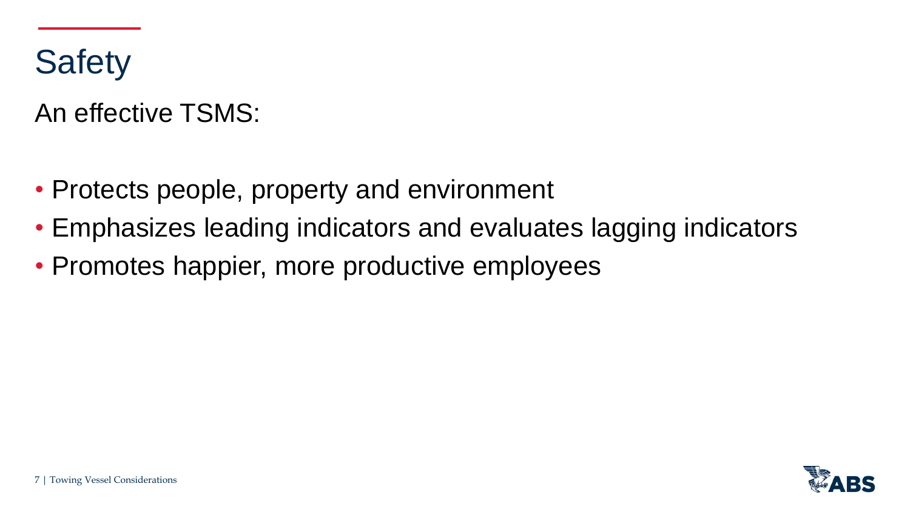# Safety

An effective TSMS:

- Protects people, property and environment
- Emphasizes leading indicators and evaluates lagging indicators
- Promotes happier, more productive employees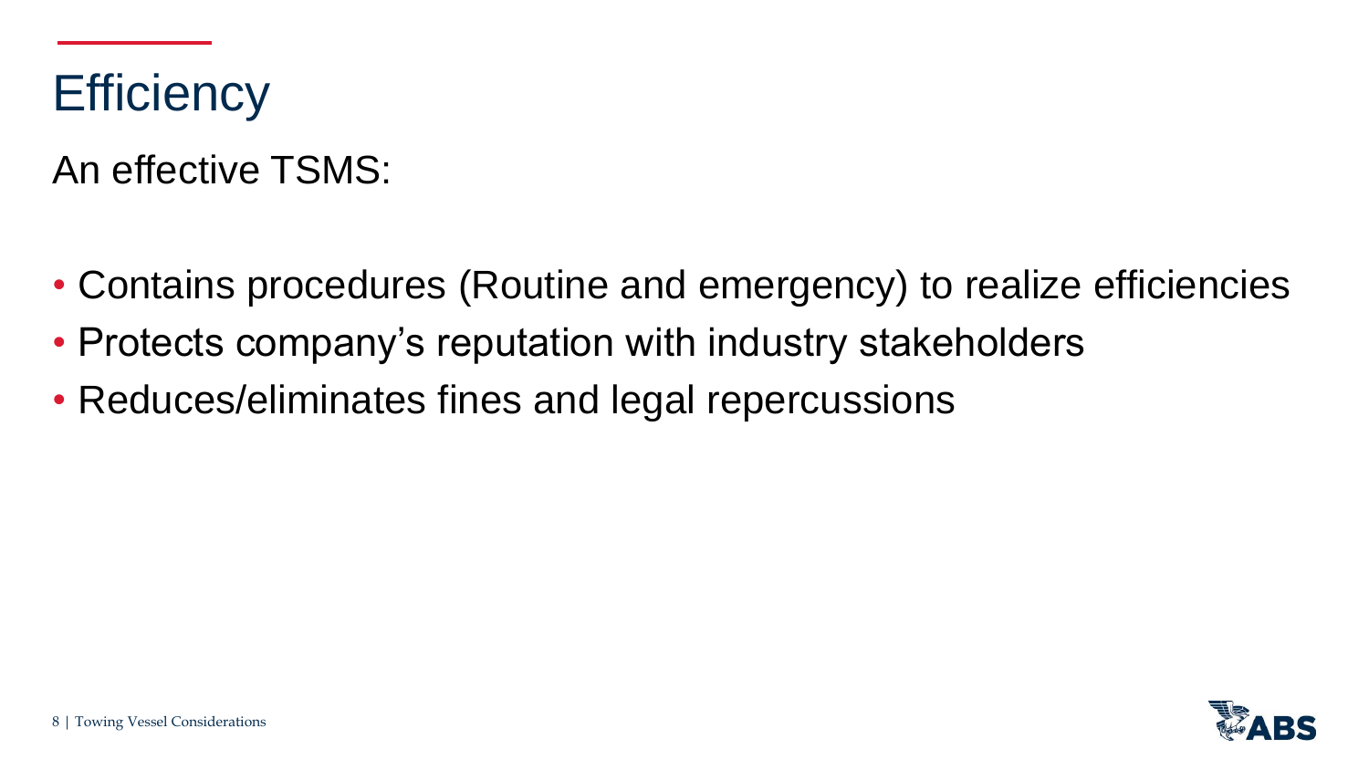# Efficiency

An effective TSMS:

- Contains procedures (Routine and emergency) to realize efficiencies
- Protects company's reputation with industry stakeholders
- Reduces/eliminates fines and legal repercussions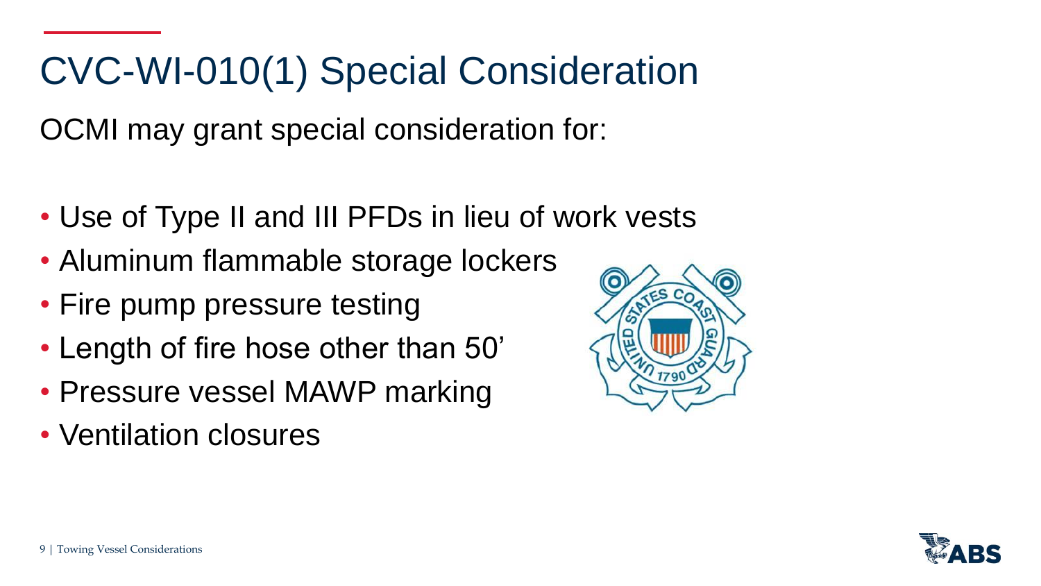# CVC-WI-010(1) Special Consideration

OCMI may grant special consideration for:

- Use of Type II and III PFDs in lieu of work vests
- Aluminum flammable storage lockers
- Fire pump pressure testing
- Length of fire hose other than 50'
- Pressure vessel MAWP marking
- Ventilation closures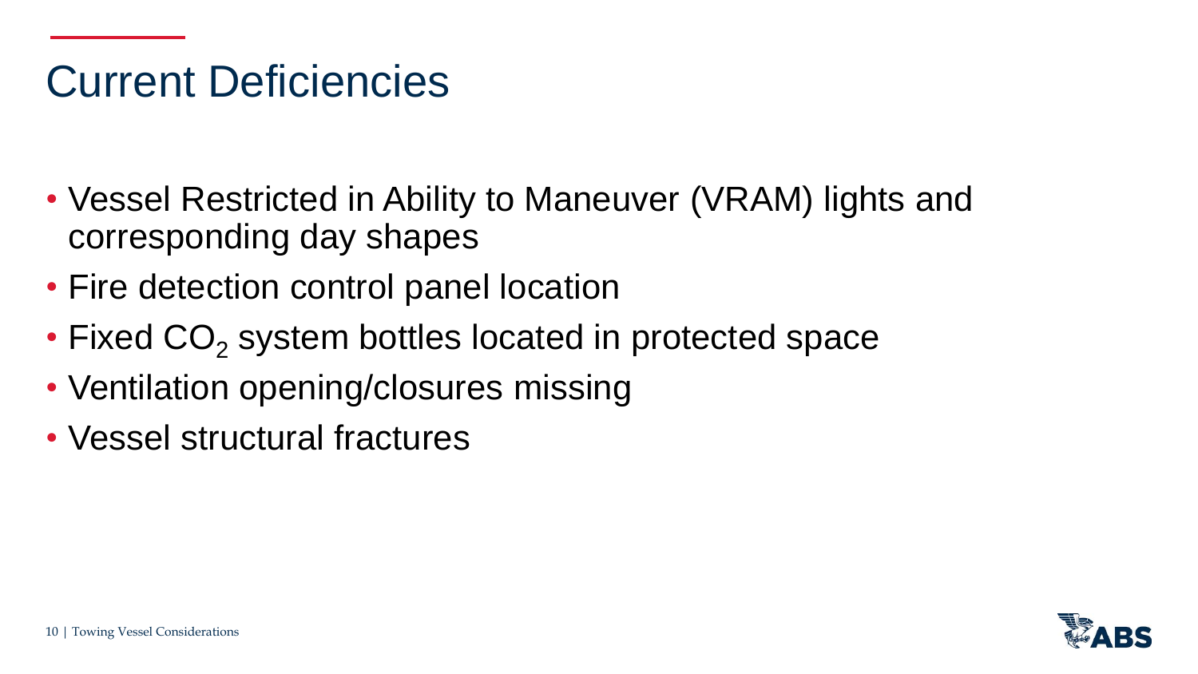# Current Deficiencies

- Vessel Restricted in Ability to Maneuver (VRAM) lights and corresponding day shapes
- Fire detection control panel location
- Fixed $CO_2$ system bottles located in protected space
- Ventilation opening/closures missing
- Vessel structural fractures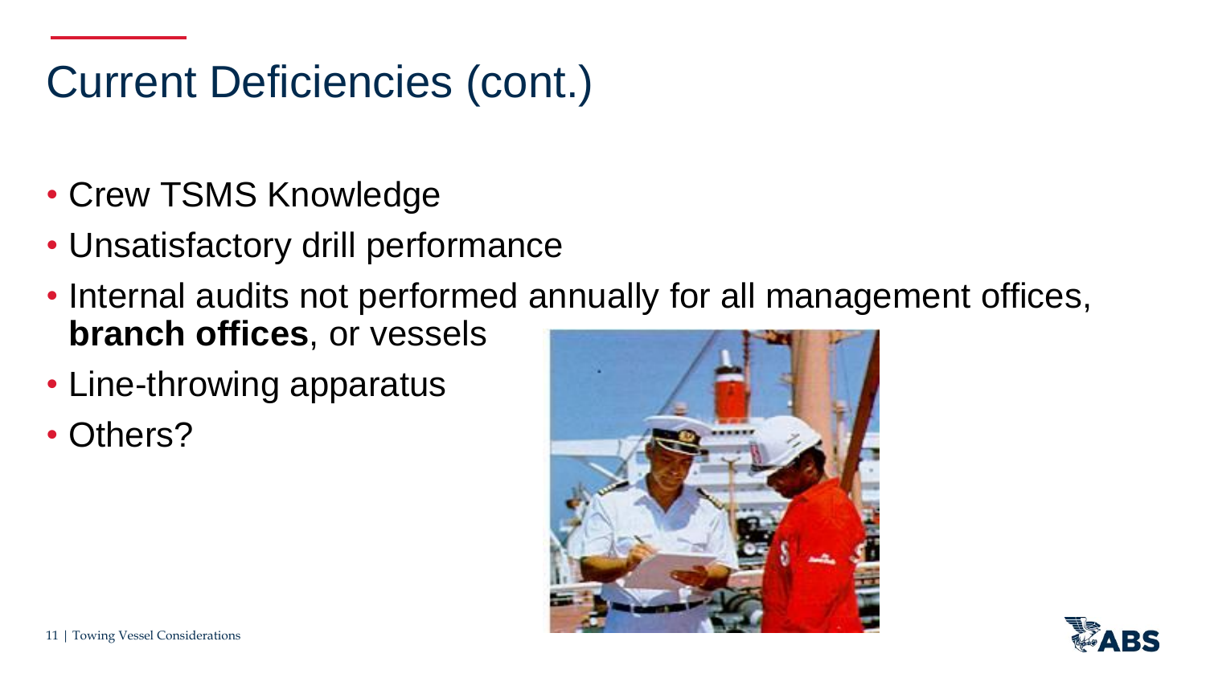# Current Deficiencies (cont.)

- Crew TSMS Knowledge
- Unsatisfactory drill performance
- Internal audits not performed annually for all management offices, **branch offices**, or vessels
- Line-throwing apparatus
- Others?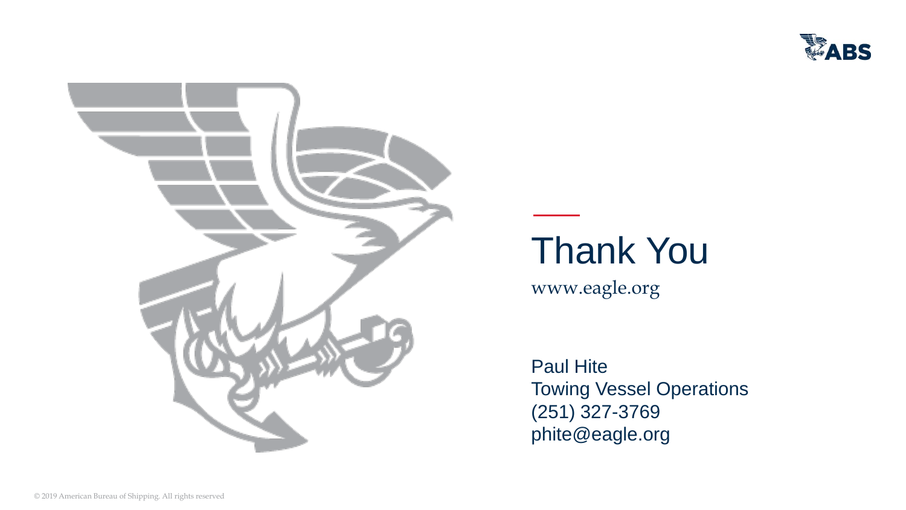# Thank You

www.eagle.org

Paul Hite
Towing Vessel Operations
(251) 327-3769
phite@eagle.org

© 2019 American Bureau of Shipping. All rights reserved